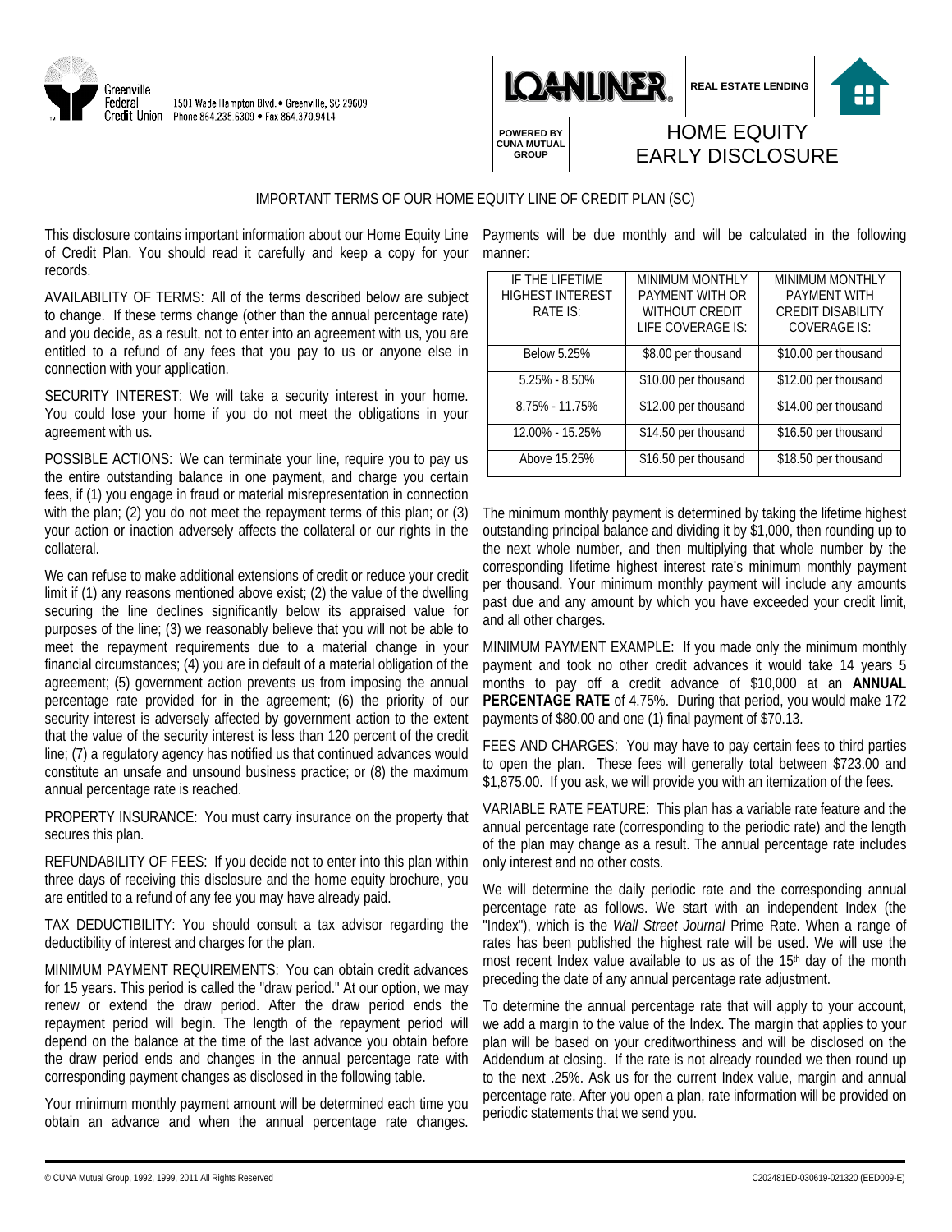Greenville Federal Credit Union
1501 Wade Hampton Blvd. • Greenville, SC 29609
Phone 864.235.6309 • Fax 864.370.9414

LOANLINER® POWERED BY CUNA MUTUAL GROUP

REAL ESTATE LENDING

# HOME EQUITY EARLY DISCLOSURE

## IMPORTANT TERMS OF OUR HOME EQUITY LINE OF CREDIT PLAN (SC)

This disclosure contains important information about our Home Equity Line of Credit Plan. You should read it carefully and keep a copy for your records.

AVAILABILITY OF TERMS: All of the terms described below are subject to change. If these terms change (other than the annual percentage rate) and you decide, as a result, not to enter into an agreement with us, you are entitled to a refund of any fees that you pay to us or anyone else in connection with your application.

SECURITY INTEREST: We will take a security interest in your home. You could lose your home if you do not meet the obligations in your agreement with us.

POSSIBLE ACTIONS: We can terminate your line, require you to pay us the entire outstanding balance in one payment, and charge you certain fees, if (1) you engage in fraud or material misrepresentation in connection with the plan; (2) you do not meet the repayment terms of this plan; or (3) your action or inaction adversely affects the collateral or our rights in the collateral.

We can refuse to make additional extensions of credit or reduce your credit limit if (1) any reasons mentioned above exist; (2) the value of the dwelling securing the line declines significantly below its appraised value for purposes of the line; (3) we reasonably believe that you will not be able to meet the repayment requirements due to a material change in your financial circumstances; (4) you are in default of a material obligation of the agreement; (5) government action prevents us from imposing the annual percentage rate provided for in the agreement; (6) the priority of our security interest is adversely affected by government action to the extent that the value of the security interest is less than 120 percent of the credit line; (7) a regulatory agency has notified us that continued advances would constitute an unsafe and unsound business practice; or (8) the maximum annual percentage rate is reached.

PROPERTY INSURANCE: You must carry insurance on the property that secures this plan.

REFUNDABILITY OF FEES: If you decide not to enter into this plan within three days of receiving this disclosure and the home equity brochure, you are entitled to a refund of any fee you may have already paid.

TAX DEDUCTIBILITY: You should consult a tax advisor regarding the deductibility of interest and charges for the plan.

MINIMUM PAYMENT REQUIREMENTS: You can obtain credit advances for 15 years. This period is called the "draw period." At our option, we may renew or extend the draw period. After the draw period ends the repayment period will begin. The length of the repayment period will depend on the balance at the time of the last advance you obtain before the draw period ends and changes in the annual percentage rate with corresponding payment changes as disclosed in the following table.

Your minimum monthly payment amount will be determined each time you obtain an advance and when the annual percentage rate changes. Payments will be due monthly and will be calculated in the following manner:

| IF THE LIFETIME HIGHEST INTEREST RATE IS: | MINIMUM MONTHLY PAYMENT WITH OR WITHOUT CREDIT LIFE COVERAGE IS: | MINIMUM MONTHLY PAYMENT WITH CREDIT DISABILITY COVERAGE IS: |
|---|---|---|
| Below 5.25% | $8.00 per thousand | $10.00 per thousand |
| 5.25% - 8.50% | $10.00 per thousand | $12.00 per thousand |
| 8.75% - 11.75% | $12.00 per thousand | $14.00 per thousand |
| 12.00% - 15.25% | $14.50 per thousand | $16.50 per thousand |
| Above 15.25% | $16.50 per thousand | $18.50 per thousand |

The minimum monthly payment is determined by taking the lifetime highest outstanding principal balance and dividing it by $1,000, then rounding up to the next whole number, and then multiplying that whole number by the corresponding lifetime highest interest rate's minimum monthly payment per thousand. Your minimum monthly payment will include any amounts past due and any amount by which you have exceeded your credit limit, and all other charges.

MINIMUM PAYMENT EXAMPLE: If you made only the minimum monthly payment and took no other credit advances it would take 14 years 5 months to pay off a credit advance of $10,000 at an **ANNUAL PERCENTAGE RATE** of 4.75%. During that period, you would make 172 payments of $80.00 and one (1) final payment of $70.13.

FEES AND CHARGES: You may have to pay certain fees to third parties to open the plan. These fees will generally total between $723.00 and $1,875.00. If you ask, we will provide you with an itemization of the fees.

VARIABLE RATE FEATURE: This plan has a variable rate feature and the annual percentage rate (corresponding to the periodic rate) and the length of the plan may change as a result. The annual percentage rate includes only interest and no other costs.

We will determine the daily periodic rate and the corresponding annual percentage rate as follows. We start with an independent Index (the "Index"), which is the *Wall Street Journal* Prime Rate. When a range of rates has been published the highest rate will be used. We will use the most recent Index value available to us as of the 15th day of the month preceding the date of any annual percentage rate adjustment.

To determine the annual percentage rate that will apply to your account, we add a margin to the value of the Index. The margin that applies to your plan will be based on your creditworthiness and will be disclosed on the Addendum at closing. If the rate is not already rounded we then round up to the next .25%. Ask us for the current Index value, margin and annual percentage rate. After you open a plan, rate information will be provided on periodic statements that we send you.

© CUNA Mutual Group, 1992, 1999, 2011 All Rights Reserved C202481ED-030619-021320 (EED009-E)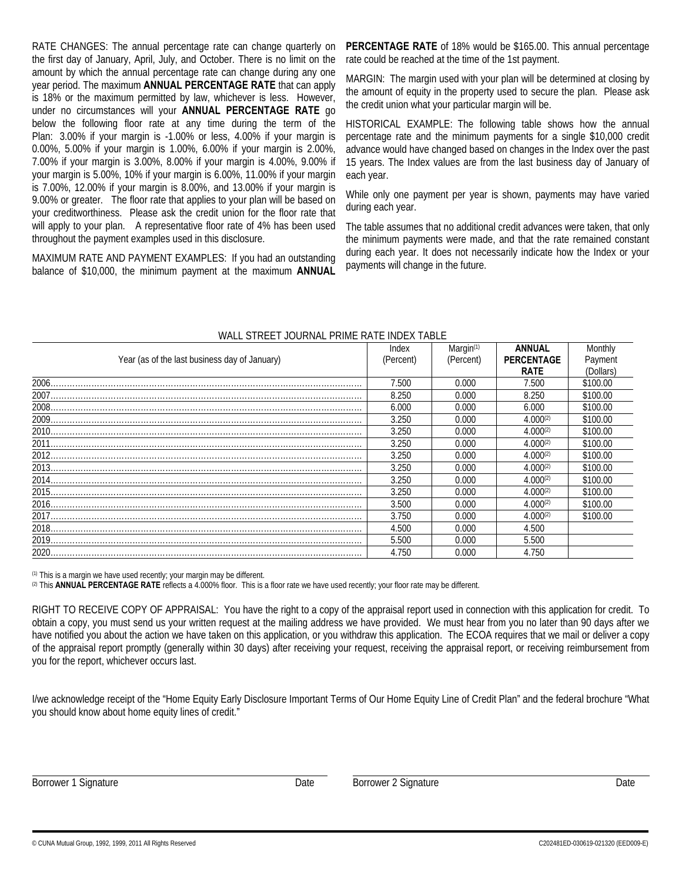RATE CHANGES: The annual percentage rate can change quarterly on the first day of January, April, July, and October. There is no limit on the amount by which the annual percentage rate can change during any one year period. The maximum **ANNUAL PERCENTAGE RATE** that can apply is 18% or the maximum permitted by law, whichever is less. However, under no circumstances will your **ANNUAL PERCENTAGE RATE** go below the following floor rate at any time during the term of the Plan: 3.00% if your margin is -1.00% or less, 4.00% if your margin is 0.00%, 5.00% if your margin is 1.00%, 6.00% if your margin is 2.00%, 7.00% if your margin is 3.00%, 8.00% if your margin is 4.00%, 9.00% if your margin is 5.00%, 10% if your margin is 6.00%, 11.00% if your margin is 7.00%, 12.00% if your margin is 8.00%, and 13.00% if your margin is 9.00% or greater. The floor rate that applies to your plan will be based on your creditworthiness. Please ask the credit union for the floor rate that will apply to your plan. A representative floor rate of 4% has been used throughout the payment examples used in this disclosure.

MAXIMUM RATE AND PAYMENT EXAMPLES: If you had an outstanding balance of $10,000, the minimum payment at the maximum **ANNUAL PERCENTAGE RATE** of 18% would be $165.00. This annual percentage rate could be reached at the time of the 1st payment.

MARGIN: The margin used with your plan will be determined at closing by the amount of equity in the property used to secure the plan. Please ask the credit union what your particular margin will be.

HISTORICAL EXAMPLE: The following table shows how the annual percentage rate and the minimum payments for a single $10,000 credit advance would have changed based on changes in the Index over the past 15 years. The Index values are from the last business day of January of each year.

While only one payment per year is shown, payments may have varied during each year.

The table assumes that no additional credit advances were taken, that only the minimum payments were made, and that the rate remained constant during each year. It does not necessarily indicate how the Index or your payments will change in the future.

WALL STREET JOURNAL PRIME RATE INDEX TABLE

| Year (as of the last business day of January) | Index (Percent) | Margin[1] (Percent) | **ANNUAL PERCENTAGE RATE** | Monthly Payment (Dollars) |
|---|---|---|---|---|
| 2006 | 7.500 | 0.000 | 7.500 | $100.00 |
| 2007 | 8.250 | 0.000 | 8.250 | $100.00 |
| 2008 | 6.000 | 0.000 | 6.000 | $100.00 |
| 2009 | 3.250 | 0.000 | 4.000[2] | $100.00 |
| 2010 | 3.250 | 0.000 | 4.000[2] | $100.00 |
| 2011 | 3.250 | 0.000 | 4.000[2] | $100.00 |
| 2012 | 3.250 | 0.000 | 4.000[2] | $100.00 |
| 2013 | 3.250 | 0.000 | 4.000[2] | $100.00 |
| 2014 | 3.250 | 0.000 | 4.000[2] | $100.00 |
| 2015 | 3.250 | 0.000 | 4.000[2] | $100.00 |
| 2016 | 3.500 | 0.000 | 4.000[2] | $100.00 |
| 2017 | 3.750 | 0.000 | 4.000[2] | $100.00 |
| 2018 | 4.500 | 0.000 | 4.500 | |
| 2019 | 5.500 | 0.000 | 5.500 | |
| 2020 | 4.750 | 0.000 | 4.750 | |

[1] This is a margin we have used recently; your margin may be different.
[2] This **ANNUAL PERCENTAGE RATE** reflects a 4.000% floor. This is a floor rate we have used recently; your floor rate may be different.

RIGHT TO RECEIVE COPY OF APPRAISAL: You have the right to a copy of the appraisal report used in connection with this application for credit. To obtain a copy, you must send us your written request at the mailing address we have provided. We must hear from you no later than 90 days after we have notified you about the action we have taken on this application, or you withdraw this application. The ECOA requires that we mail or deliver a copy of the appraisal report promptly (generally within 30 days) after receiving your request, receiving the appraisal report, or receiving reimbursement from you for the report, whichever occurs last.

I/we acknowledge receipt of the "Home Equity Early Disclosure Important Terms of Our Home Equity Line of Credit Plan" and the federal brochure "What you should know about home equity lines of credit."

Borrower 1 Signature Date

Borrower 2 Signature Date

© CUNA Mutual Group, 1992, 1999, 2011 All Rights Reserved

C202481ED-030619-021320 (EED009-E)